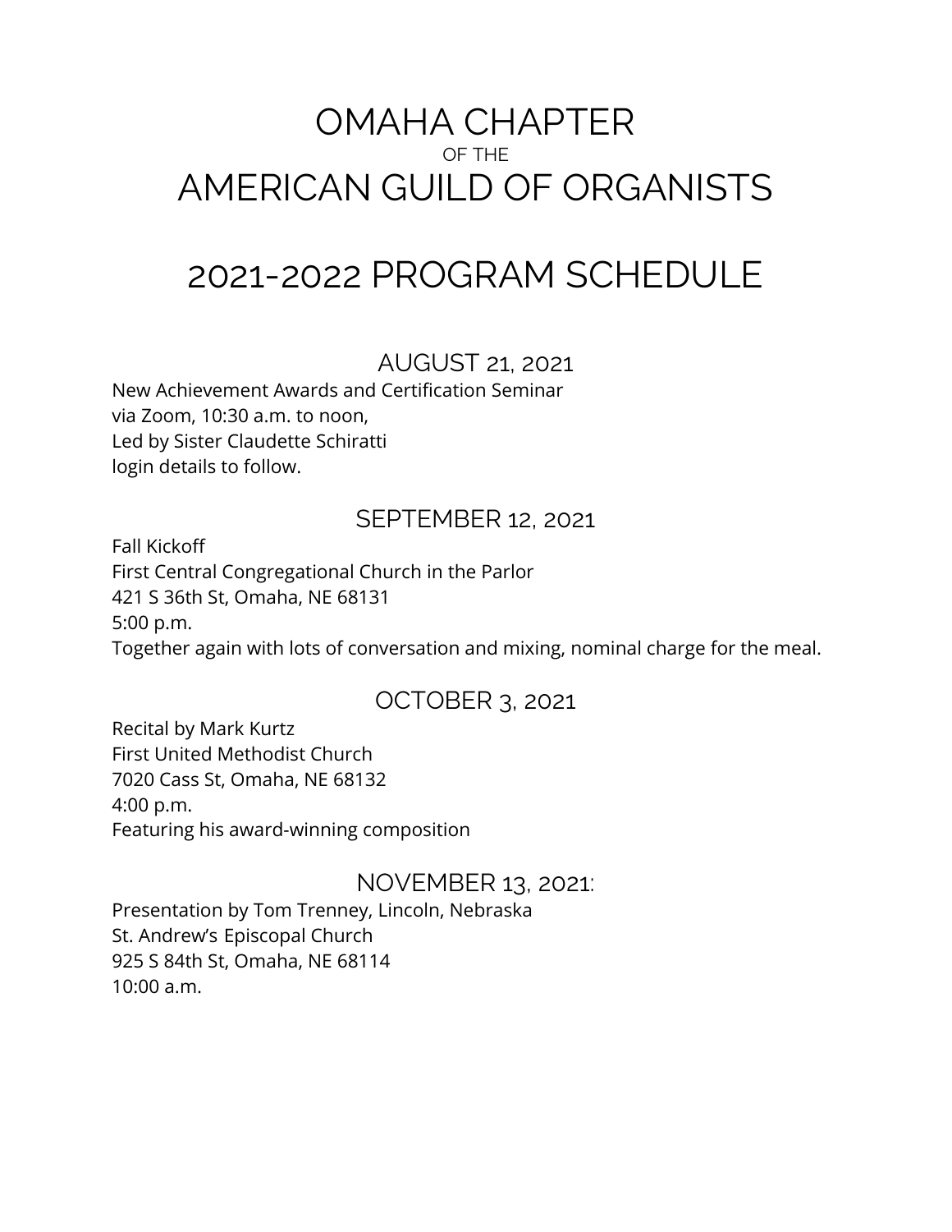# OMAHA CHAPTER
OF THE
# AMERICAN GUILD OF ORGANISTS

# 2021-2022 PROGRAM SCHEDULE

## AUGUST 21, 2021

New Achievement Awards and Certification Seminar
via Zoom, 10:30 a.m. to noon,
Led by Sister Claudette Schiratti
login details to follow.

## SEPTEMBER 12, 2021

Fall Kickoff
First Central Congregational Church in the Parlor
421 S 36th St, Omaha, NE 68131
5:00 p.m.
Together again with lots of conversation and mixing, nominal charge for the meal.

## OCTOBER 3, 2021

Recital by Mark Kurtz
First United Methodist Church
7020 Cass St, Omaha, NE 68132
4:00 p.m.
Featuring his award-winning composition

## NOVEMBER 13, 2021:

Presentation by Tom Trenney, Lincoln, Nebraska
St. Andrew's Episcopal Church
925 S 84th St, Omaha, NE 68114
10:00 a.m.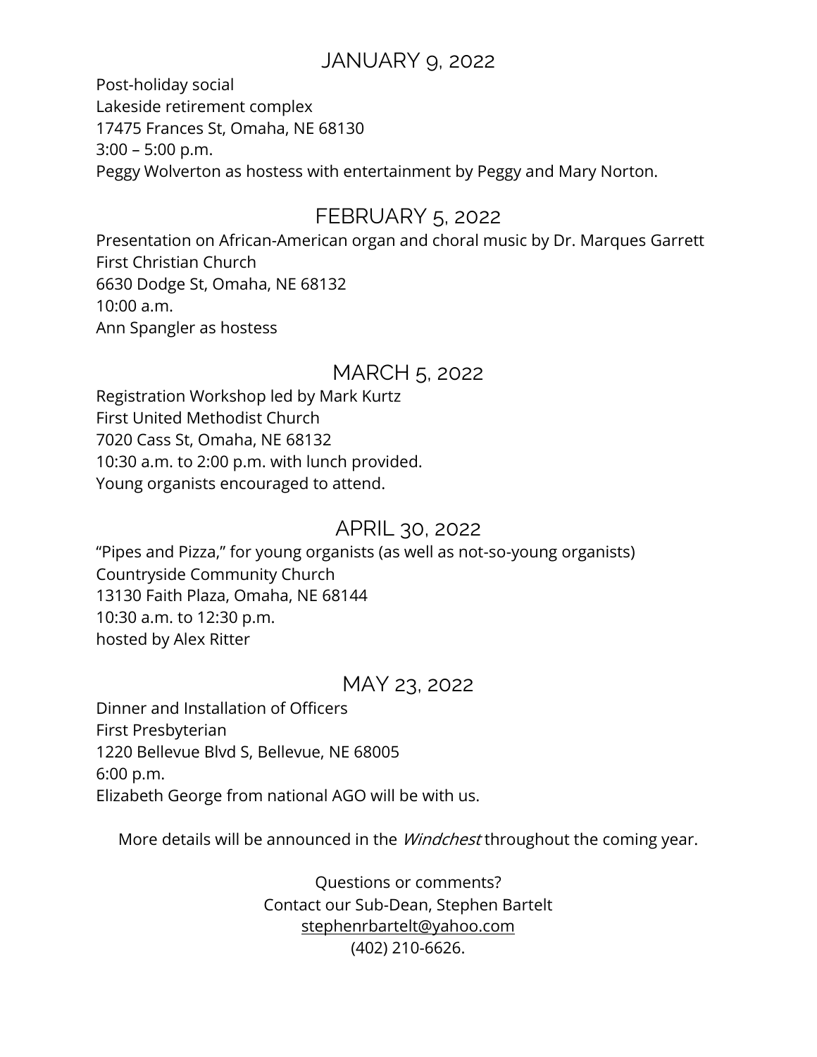## JANUARY 9, 2022

Post-holiday social
Lakeside retirement complex
17475 Frances St, Omaha, NE 68130
3:00 – 5:00 p.m.
Peggy Wolverton as hostess with entertainment by Peggy and Mary Norton.

## FEBRUARY 5, 2022

Presentation on African-American organ and choral music by Dr. Marques Garrett
First Christian Church
6630 Dodge St, Omaha, NE 68132
10:00 a.m.
Ann Spangler as hostess

## MARCH 5, 2022

Registration Workshop led by Mark Kurtz
First United Methodist Church
7020 Cass St, Omaha, NE 68132
10:30 a.m. to 2:00 p.m. with lunch provided.
Young organists encouraged to attend.

## APRIL 30, 2022

"Pipes and Pizza," for young organists (as well as not-so-young organists)
Countryside Community Church
13130 Faith Plaza, Omaha, NE 68144
10:30 a.m. to 12:30 p.m.
hosted by Alex Ritter

## MAY 23, 2022

Dinner and Installation of Officers
First Presbyterian
1220 Bellevue Blvd S, Bellevue, NE 68005
6:00 p.m.
Elizabeth George from national AGO will be with us.

More details will be announced in the *Windchest* throughout the coming year.

Questions or comments?
Contact our Sub-Dean, Stephen Bartelt
stephenrbartelt@yahoo.com
(402) 210-6626.